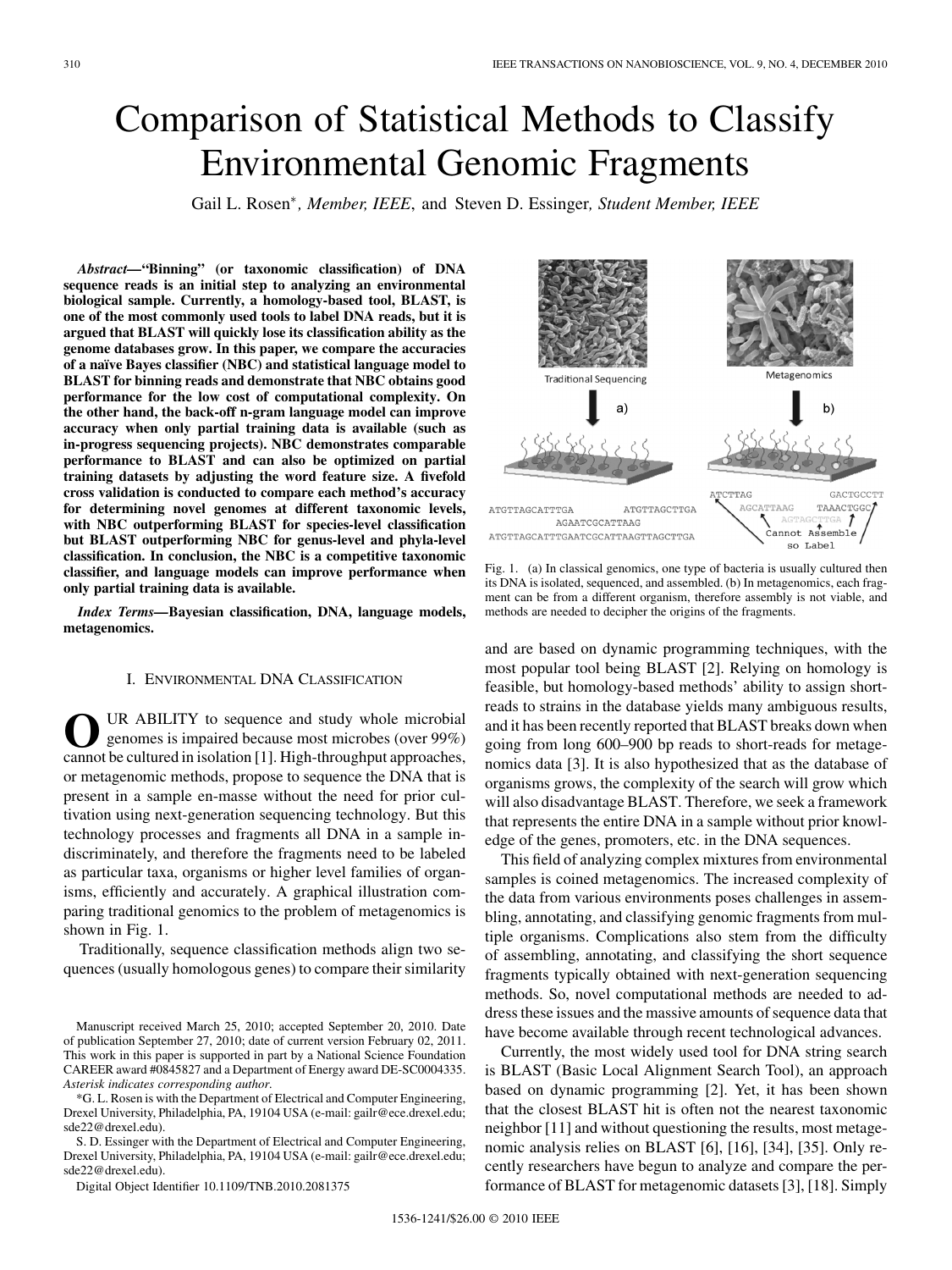# Comparison of Statistical Methods to Classify Environmental Genomic Fragments

Gail L. Rosen*, *Member, IEEE*, and Steven D. Essinger, *Student Member, IEEE*

***Abstract*—"Binning" (or taxonomic classification) of DNA sequence reads is an initial step to analyzing an environmental biological sample. Currently, a homology-based tool, BLAST, is one of the most commonly used tools to label DNA reads, but it is argued that BLAST will quickly lose its classification ability as the genome databases grow. In this paper, we compare the accuracies of a naïve Bayes classifier (NBC) and statistical language model to BLAST for binning reads and demonstrate that NBC obtains good performance for the low cost of computational complexity. On the other hand, the back-off n-gram language model can improve accuracy when only partial training data is available (such as in-progress sequencing projects). NBC demonstrates comparable performance to BLAST and can also be optimized on partial training datasets by adjusting the word feature size. A fivefold cross validation is conducted to compare each method's accuracy for determining novel genomes at different taxonomic levels, with NBC outperforming BLAST for species-level classification but BLAST outperforming NBC for genus-level and phyla-level classification. In conclusion, the NBC is a competitive taxonomic classifier, and language models can improve performance when only partial training data is available.**

***Index Terms*—Bayesian classification, DNA, language models, metagenomics.**

## I. Environmental DNA Classification

OUR ABILITY to sequence and study whole microbial genomes is impaired because most microbes (over 99%) cannot be cultured in isolation [1]. High-throughput approaches, or metagenomic methods, propose to sequence the DNA that is present in a sample en-masse without the need for prior cultivation using next-generation sequencing technology. But this technology processes and fragments all DNA in a sample indiscriminately, and therefore the fragments need to be labeled as particular taxa, organisms or higher level families of organisms, efficiently and accurately. A graphical illustration comparing traditional genomics to the problem of metagenomics is shown in Fig. 1.

Traditionally, sequence classification methods align two sequences (usually homologous genes) to compare their similarity and are based on dynamic programming techniques, with the most popular tool being BLAST [2]. Relying on homology is feasible, but homology-based methods' ability to assign short-reads to strains in the database yields many ambiguous results, and it has been recently reported that BLAST breaks down when going from long 600–900 bp reads to short-reads for metagenomics data [3]. It is also hypothesized that as the database of organisms grows, the complexity of the search will grow which will also disadvantage BLAST. Therefore, we seek a framework that represents the entire DNA in a sample without prior knowledge of the genes, promoters, etc. in the DNA sequences.

Traditional Sequencing

Metagenomics

a)

b)

ATGTTAGCATTGA

ATGTTAGCTTGA

AGAATCGCATTAAG

ATGTTAGCATTTGAATCGCATTAAGTTAGCTTGA

ATCTTAG

GACTGCCTT

AGCATTAAG

TAAACTGGC

AGTAGCTTGA

Cannot Assemble so Label

Fig. 1. (a) In classical genomics, one type of bacteria is usually cultured then its DNA is isolated, sequenced, and assembled. (b) In metagenomics, each fragment can be from a different organism, therefore assembly is not viable, and methods are needed to decipher the origins of the fragments.

This field of analyzing complex mixtures from environmental samples is coined metagenomics. The increased complexity of the data from various environments poses challenges in assembling, annotating, and classifying genomic fragments from multiple organisms. Complications also stem from the difficulty of assembling, annotating, and classifying the short sequence fragments typically obtained with next-generation sequencing methods. So, novel computational methods are needed to address these issues and the massive amounts of sequence data that have become available through recent technological advances.

Currently, the most widely used tool for DNA string search is BLAST (Basic Local Alignment Search Tool), an approach based on dynamic programming [2]. Yet, it has been shown that the closest BLAST hit is often not the nearest taxonomic neighbor [11] and without questioning the results, most metagenomic analysis relies on BLAST [6], [16], [34], [35]. Only recently researchers have begun to analyze and compare the performance of BLAST for metagenomic datasets [3], [18]. Simply

Manuscript received March 25, 2010; accepted September 20, 2010. Date of publication September 27, 2010; date of current version February 02, 2011. This work in this paper is supported in part by a National Science Foundation CAREER award #0845827 and a Department of Energy award DE-SC0004335. *Asterisk indicates corresponding author.*

*G. L. Rosen is with the Department of Electrical and Computer Engineering, Drexel University, Philadelphia, PA, 19104 USA (e-mail: gailr@ece.drexel.edu; sde22@drexel.edu).

S. D. Essinger with the Department of Electrical and Computer Engineering, Drexel University, Philadelphia, PA, 19104 USA (e-mail: gailr@ece.drexel.edu; sde22@drexel.edu).

Digital Object Identifier 10.1109/TNB.2010.2081375

1536-1241/$26.00 © 2010 IEEE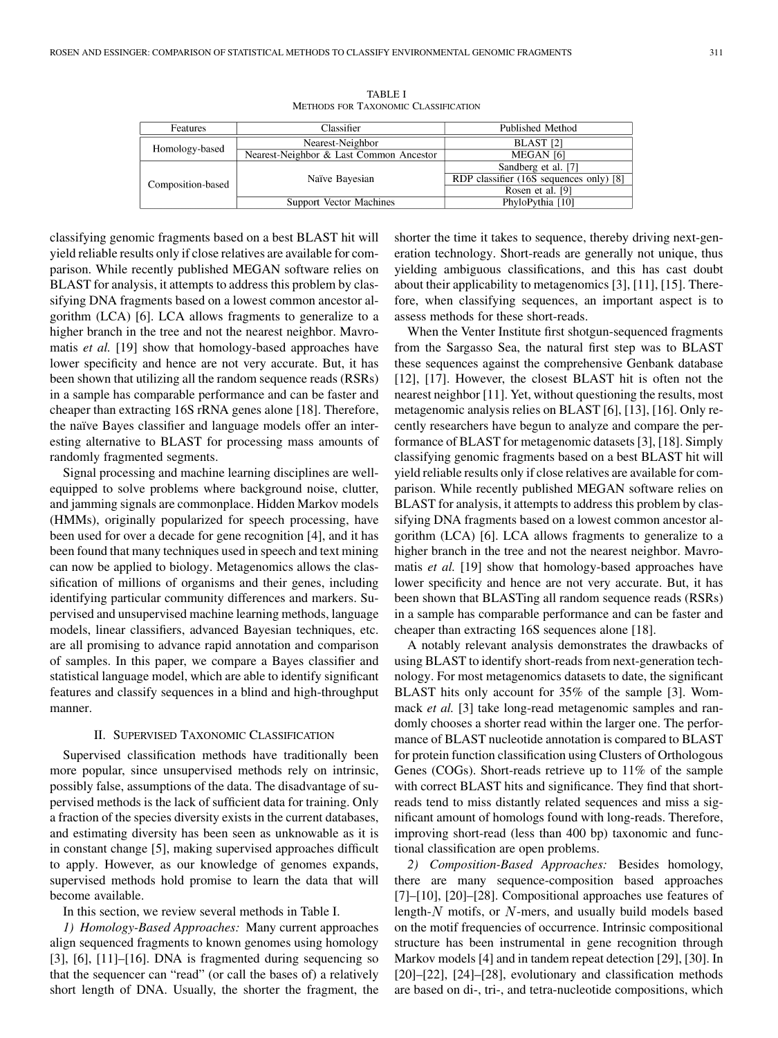TABLE I
METHODS FOR TAXONOMIC CLASSIFICATION

| Features | Classifier | Published Method |
|---|---|---|
| Homology-based | Nearest-Neighbor | BLAST [2] |
| | Nearest-Neighbor & Last Common Ancestor | MEGAN [6] |
| Composition-based | Naïve Bayesian | Sandberg et al. [7] |
| | | RDP classifier (16S sequences only) [8] |
| | | Rosen et al. [9] |
| | Support Vector Machines | PhyloPythia [10] |

classifying genomic fragments based on a best BLAST hit will yield reliable results only if close relatives are available for comparison. While recently published MEGAN software relies on BLAST for analysis, it attempts to address this problem by classifying DNA fragments based on a lowest common ancestor algorithm (LCA) [6]. LCA allows fragments to generalize to a higher branch in the tree and not the nearest neighbor. Mavromatis *et al.* [19] show that homology-based approaches have lower specificity and hence are not very accurate. But, it has been shown that utilizing all the random sequence reads (RSRs) in a sample has comparable performance and can be faster and cheaper than extracting 16S rRNA genes alone [18]. Therefore, the naïve Bayes classifier and language models offer an interesting alternative to BLAST for processing mass amounts of randomly fragmented segments.

Signal processing and machine learning disciplines are well-equipped to solve problems where background noise, clutter, and jamming signals are commonplace. Hidden Markov models (HMMs), originally popularized for speech processing, have been used for over a decade for gene recognition [4], and it has been found that many techniques used in speech and text mining can now be applied to biology. Metagenomics allows the classification of millions of organisms and their genes, including identifying particular community differences and markers. Supervised and unsupervised machine learning methods, language models, linear classifiers, advanced Bayesian techniques, etc. are all promising to advance rapid annotation and comparison of samples. In this paper, we compare a Bayes classifier and statistical language model, which are able to identify significant features and classify sequences in a blind and high-throughput manner.

## II. Supervised Taxonomic Classification

Supervised classification methods have traditionally been more popular, since unsupervised methods rely on intrinsic, possibly false, assumptions of the data. The disadvantage of supervised methods is the lack of sufficient data for training. Only a fraction of the species diversity exists in the current databases, and estimating diversity has been seen as unknowable as it is in constant change [5], making supervised approaches difficult to apply. However, as our knowledge of genomes expands, supervised methods hold promise to learn the data that will become available.

In this section, we review several methods in Table I.

*1) Homology-Based Approaches:* Many current approaches align sequenced fragments to known genomes using homology [3], [6], [11]–[16]. DNA is fragmented during sequencing so that the sequencer can "read" (or call the bases of) a relatively short length of DNA. Usually, the shorter the fragment, the shorter the time it takes to sequence, thereby driving next-generation technology. Short-reads are generally not unique, thus yielding ambiguous classifications, and this has cast doubt about their applicability to metagenomics [3], [11], [15]. Therefore, when classifying sequences, an important aspect is to assess methods for these short-reads.

When the Venter Institute first shotgun-sequenced fragments from the Sargasso Sea, the natural first step was to BLAST these sequences against the comprehensive Genbank database [12], [17]. However, the closest BLAST hit is often not the nearest neighbor [11]. Yet, without questioning the results, most metagenomic analysis relies on BLAST [6], [13], [16]. Only recently researchers have begun to analyze and compare the performance of BLAST for metagenomic datasets [3], [18]. Simply classifying genomic fragments based on a best BLAST hit will yield reliable results only if close relatives are available for comparison. While recently published MEGAN software relies on BLAST for analysis, it attempts to address this problem by classifying DNA fragments based on a lowest common ancestor algorithm (LCA) [6]. LCA allows fragments to generalize to a higher branch in the tree and not the nearest neighbor. Mavromatis *et al.* [19] show that homology-based approaches have lower specificity and hence are not very accurate. But, it has been shown that BLASTing all random sequence reads (RSRs) in a sample has comparable performance and can be faster and cheaper than extracting 16S sequences alone [18].

A notably relevant analysis demonstrates the drawbacks of using BLAST to identify short-reads from next-generation technology. For most metagenomics datasets to date, the significant BLAST hits only account for 35% of the sample [3]. Wommack *et al.* [3] take long-read metagenomic samples and randomly chooses a shorter read within the larger one. The performance of BLAST nucleotide annotation is compared to BLAST for protein function classification using Clusters of Orthologous Genes (COGs). Short-reads retrieve up to 11% of the sample with correct BLAST hits and significance. They find that short-reads tend to miss distantly related sequences and miss a significant amount of homologs found with long-reads. Therefore, improving short-read (less than 400 bp) taxonomic and functional classification are open problems.

*2) Composition-Based Approaches:* Besides homology, there are many sequence-composition based approaches [7]–[10], [20]–[28]. Compositional approaches use features of length-$N$ motifs, or $N$-mers, and usually build models based on the motif frequencies of occurrence. Intrinsic compositional structure has been instrumental in gene recognition through Markov models [4] and in tandem repeat detection [29], [30]. In [20]–[22], [24]–[28], evolutionary and classification methods are based on di-, tri-, and tetra-nucleotide compositions, which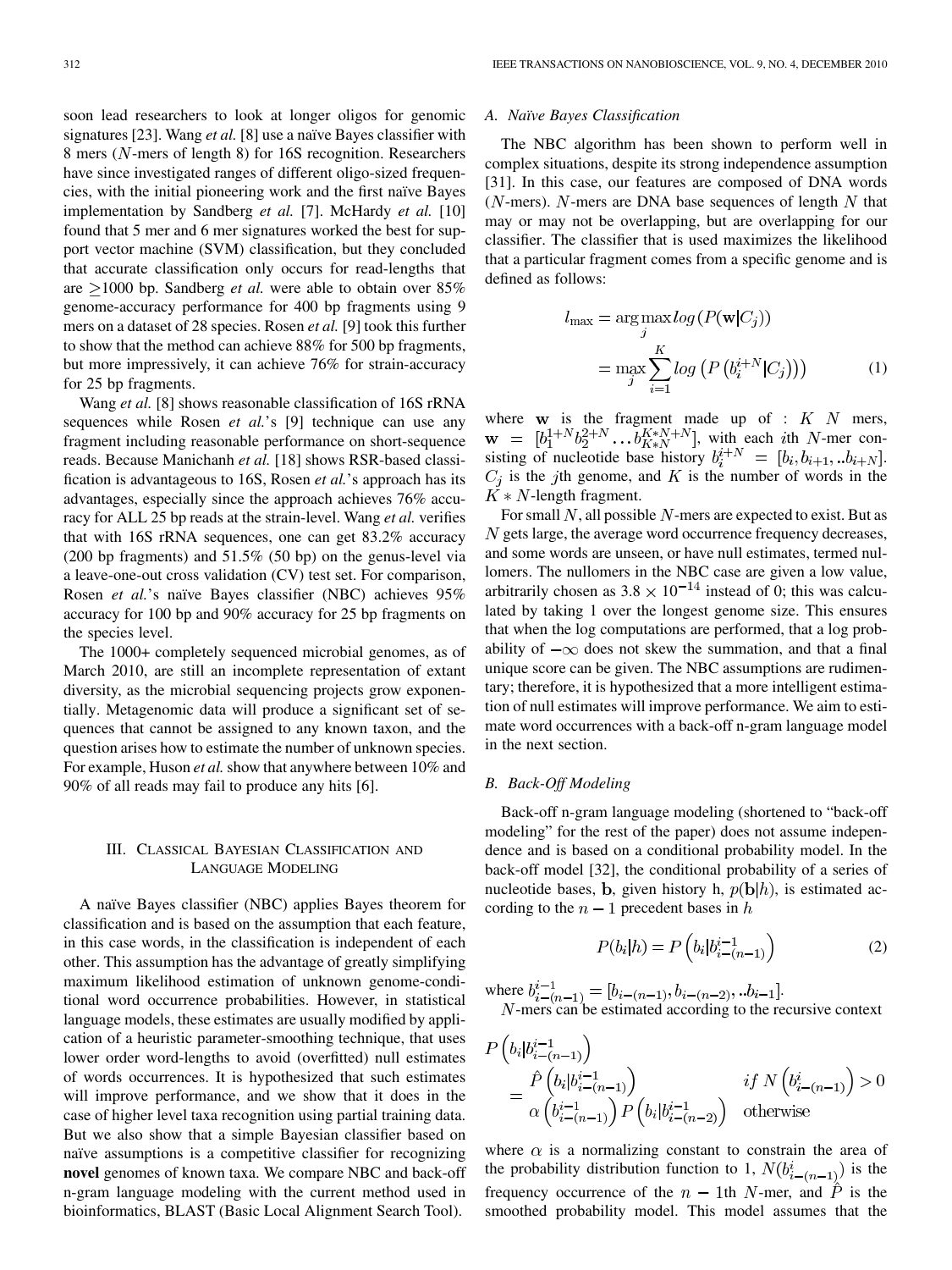soon lead researchers to look at longer oligos for genomic signatures [23]. Wang *et al.* [8] use a naïve Bayes classifier with 8 mers ($N$-mers of length 8) for 16S recognition. Researchers have since investigated ranges of different oligo-sized frequencies, with the initial pioneering work and the first naïve Bayes implementation by Sandberg *et al.* [7]. McHardy *et al.* [10] found that 5 mer and 6 mer signatures worked the best for support vector machine (SVM) classification, but they concluded that accurate classification only occurs for read-lengths that are $\geq$1000 bp. Sandberg *et al.* were able to obtain over 85% genome-accuracy performance for 400 bp fragments using 9 mers on a dataset of 28 species. Rosen *et al.* [9] took this further to show that the method can achieve 88% for 500 bp fragments, but more impressively, it can achieve 76% for strain-accuracy for 25 bp fragments.

Wang *et al.* [8] shows reasonable classification of 16S rRNA sequences while Rosen *et al.*'s [9] technique can use any fragment including reasonable performance on short-sequence reads. Because Manichanh *et al.* [18] shows RSR-based classification is advantageous to 16S, Rosen *et al.*'s approach has its advantages, especially since the approach achieves 76% accuracy for ALL 25 bp reads at the strain-level. Wang *et al.* verifies that with 16S rRNA sequences, one can get 83.2% accuracy (200 bp fragments) and 51.5% (50 bp) on the genus-level via a leave-one-out cross validation (CV) test set. For comparison, Rosen *et al.*'s naïve Bayes classifier (NBC) achieves 95% accuracy for 100 bp and 90% accuracy for 25 bp fragments on the species level.

The 1000+ completely sequenced microbial genomes, as of March 2010, are still an incomplete representation of extant diversity, as the microbial sequencing projects grow exponentially. Metagenomic data will produce a significant set of sequences that cannot be assigned to any known taxon, and the question arises how to estimate the number of unknown species. For example, Huson *et al.* show that anywhere between 10% and 90% of all reads may fail to produce any hits [6].

## III. Classical Bayesian Classification and Language Modeling

A naïve Bayes classifier (NBC) applies Bayes theorem for classification and is based on the assumption that each feature, in this case words, in the classification is independent of each other. This assumption has the advantage of greatly simplifying maximum likelihood estimation of unknown genome-conditional word occurrence probabilities. However, in statistical language models, these estimates are usually modified by application of a heuristic parameter-smoothing technique, that uses lower order word-lengths to avoid (overfitted) null estimates of words occurrences. It is hypothesized that such estimates will improve performance, and we show that it does in the case of higher level taxa recognition using partial training data. But we also show that a simple Bayesian classifier based on naïve assumptions is a competitive classifier for recognizing **novel** genomes of known taxa. We compare NBC and back-off n-gram language modeling with the current method used in bioinformatics, BLAST (Basic Local Alignment Search Tool).

### A. Naïve Bayes Classification

The NBC algorithm has been shown to perform well in complex situations, despite its strong independence assumption [31]. In this case, our features are composed of DNA words ($N$-mers). $N$-mers are DNA base sequences of length $N$ that may or may not be overlapping, but are overlapping for our classifier. The classifier that is used maximizes the likelihood that a particular fragment comes from a specific genome and is defined as follows:

$$l_{\max} = \arg\max_{j} log\left(P(\mathbf{w}|C_j)\right) = \max_{j} \sum_{i=1}^{K} log\left(P\left(b_i^{i+N}|C_j\right)\right) \quad (1)$$

where $\mathbf{w}$ is the fragment made up of : $K$ $N$ mers, $\mathbf{w} = [b_1^{1+N} b_2^{2+N} \ldots b_{K*N}^{K*N+N}]$, with each $i$th $N$-mer consisting of nucleotide base history $b_i^{i+N} = [b_i, b_{i+1}, ..b_{i+N}]$. $C_j$ is the $j$th genome, and $K$ is the number of words in the $K*N$-length fragment.

For small $N$, all possible $N$-mers are expected to exist. But as $N$ gets large, the average word occurrence frequency decreases, and some words are unseen, or have null estimates, termed nullomers. The nullomers in the NBC case are given a low value, arbitrarily chosen as $3.8 \times 10^{-14}$ instead of 0; this was calculated by taking 1 over the longest genome size. This ensures that when the log computations are performed, that a log probability of $-\infty$ does not skew the summation, and that a final unique score can be given. The NBC assumptions are rudimentary; therefore, it is hypothesized that a more intelligent estimation of null estimates will improve performance. We aim to estimate word occurrences with a back-off n-gram language model in the next section.

### B. Back-Off Modeling

Back-off n-gram language modeling (shortened to "back-off modeling" for the rest of the paper) does not assume independence and is based on a conditional probability model. In the back-off model [32], the conditional probability of a series of nucleotide bases, $\mathbf{b}$, given history h, $p(\mathbf{b}|h)$, is estimated according to the $n-1$ precedent bases in $h$

$$P(b_i|h) = P\left(b_i|b_{i-(n-1)}^{i-1}\right) \quad (2)$$

where $b_{i-(n-1)}^{i-1} = [b_{i-(n-1)}, b_{i-(n-2)}, ..b_{i-1}]$.

$N$-mers can be estimated according to the recursive context

$$P\left(b_i|b_{i-(n-1)}^{i-1}\right) = \begin{cases} \hat{P}\left(b_i|b_{i-(n-1)}^{i-1}\right) & if\ N\left(b_{i-(n-1)}^{i}\right) > 0 \\ \alpha\left(b_{i-(n-1)}^{i-1}\right) P\left(b_i|b_{i-(n-2)}^{i-1}\right) & \text{otherwise} \end{cases}$$

where $\alpha$ is a normalizing constant to constrain the area of the probability distribution function to 1, $N(b_{i-(n-1)}^{i})$ is the frequency occurrence of the $n-1$th $N$-mer, and $\hat{P}$ is the smoothed probability model. This model assumes that the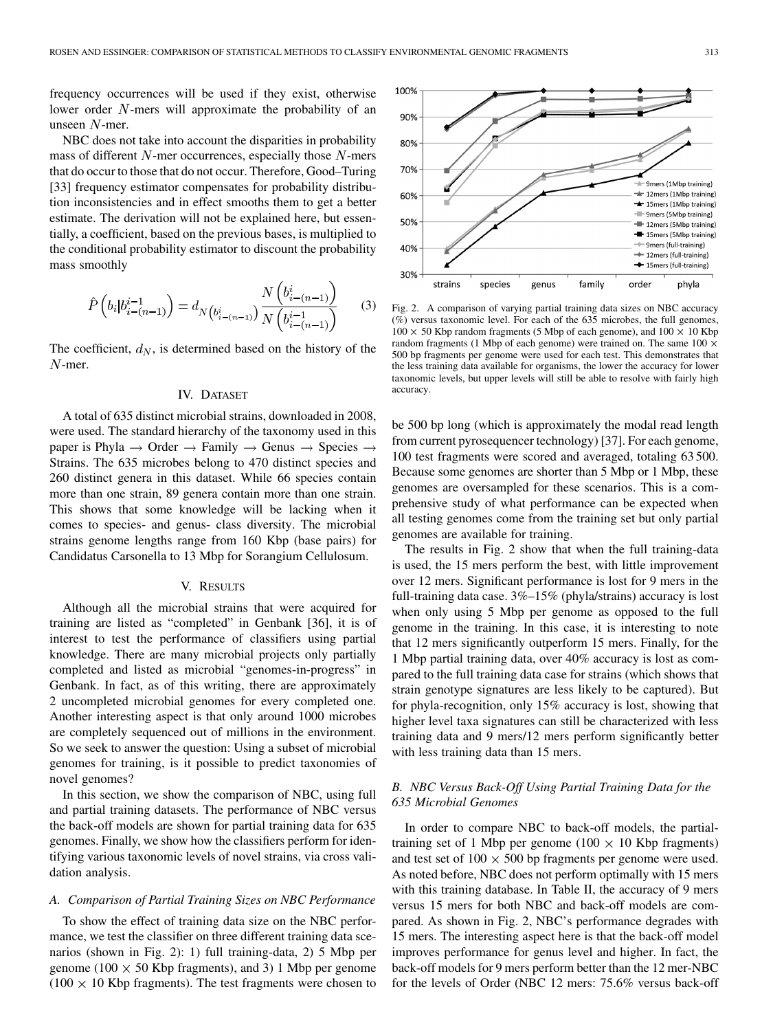frequency occurrences will be used if they exist, otherwise lower order $N$-mers will approximate the probability of an unseen $N$-mer.

NBC does not take into account the disparities in probability mass of different $N$-mer occurrences, especially those $N$-mers that do occur to those that do not occur. Therefore, Good–Turing [33] frequency estimator compensates for probability distribution inconsistencies and in effect smooths them to get a better estimate. The derivation will not be explained here, but essentially, a coefficient, based on the previous bases, is multiplied to the conditional probability estimator to discount the probability mass smoothly

$$\hat{P}\left(b_i | b_{i-(n-1)}^{i-1}\right) = d_{N\left(b_{i-(n-1)}^{i}\right)} \frac{N\left(b_{i-(n-1)}^{i}\right)}{N\left(b_{i-(n-1)}^{i-1}\right)} \tag{3}$$

The coefficient, $d_N$, is determined based on the history of the $N$-mer.

## IV. Dataset

A total of 635 distinct microbial strains, downloaded in 2008, were used. The standard hierarchy of the taxonomy used in this paper is Phyla → Order → Family → Genus → Species → Strains. The 635 microbes belong to 470 distinct species and 260 distinct genera in this dataset. While 66 species contain more than one strain, 89 genera contain more than one strain. This shows that some knowledge will be lacking when it comes to species- and genus- class diversity. The microbial strains genome lengths range from 160 Kbp (base pairs) for Candidatus Carsonella to 13 Mbp for Sorangium Cellulosum.

## V. Results

Although all the microbial strains that were acquired for training are listed as "completed" in Genbank [36], it is of interest to test the performance of classifiers using partial knowledge. There are many microbial projects only partially completed and listed as microbial "genomes-in-progress" in Genbank. In fact, as of this writing, there are approximately 2 uncompleted microbial genomes for every completed one. Another interesting aspect is that only around 1000 microbes are completely sequenced out of millions in the environment. So we seek to answer the question: Using a subset of microbial genomes for training, is it possible to predict taxonomies of novel genomes?

In this section, we show the comparison of NBC, using full and partial training datasets. The performance of NBC versus the back-off models are shown for partial training data for 635 genomes. Finally, we show how the classifiers perform for identifying various taxonomic levels of novel strains, via cross validation analysis.

### A. Comparison of Partial Training Sizes on NBC Performance

To show the effect of training data size on the NBC performance, we test the classifier on three different training data scenarios (shown in Fig. 2): 1) full training-data, 2) 5 Mbp per genome (100 × 50 Kbp fragments), and 3) 1 Mbp per genome (100 × 10 Kbp fragments). The test fragments were chosen to be 500 bp long (which is approximately the modal read length from current pyrosequencer technology) [37]. For each genome, 100 test fragments were scored and averaged, totaling 63 500. Because some genomes are shorter than 5 Mbp or 1 Mbp, these genomes are oversampled for these scenarios. This is a comprehensive study of what performance can be expected when all testing genomes come from the training set but only partial genomes are available for training.

Fig. 2. A comparison of varying partial training data sizes on NBC accuracy (%) versus taxonomic level. For each of the 635 microbes, the full genomes, 100 × 50 Kbp random fragments (5 Mbp of each genome), and 100 × 10 Kbp random fragments (1 Mbp of each genome) were trained on. The same 100 × 500 bp fragments per genome were used for each test. This demonstrates that the less training data available for organisms, the lower the accuracy for lower taxonomic levels, but upper levels will still be able to resolve with fairly high accuracy.

The results in Fig. 2 show that when the full training-data is used, the 15 mers perform the best, with little improvement over 12 mers. Significant performance is lost for 9 mers in the full-training data case. 3%–15% (phyla/strains) accuracy is lost when only using 5 Mbp per genome as opposed to the full genome in the training. In this case, it is interesting to note that 12 mers significantly outperform 15 mers. Finally, for the 1 Mbp partial training data, over 40% accuracy is lost as compared to the full training data case for strains (which shows that strain genotype signatures are less likely to be captured). But for phyla-recognition, only 15% accuracy is lost, showing that higher level taxa signatures can still be characterized with less training data and 9 mers/12 mers perform significantly better with less training data than 15 mers.

### B. NBC Versus Back-Off Using Partial Training Data for the 635 Microbial Genomes

In order to compare NBC to back-off models, the partial-training set of 1 Mbp per genome (100 × 10 Kbp fragments) and test set of 100 × 500 bp fragments per genome were used. As noted before, NBC does not perform optimally with 15 mers with this training database. In Table II, the accuracy of 9 mers versus 15 mers for both NBC and back-off models are compared. As shown in Fig. 2, NBC's performance degrades with 15 mers. The interesting aspect here is that the back-off model improves performance for genus level and higher. In fact, the back-off models for 9 mers perform better than the 12 mer-NBC for the levels of Order (NBC 12 mers: 75.6% versus back-off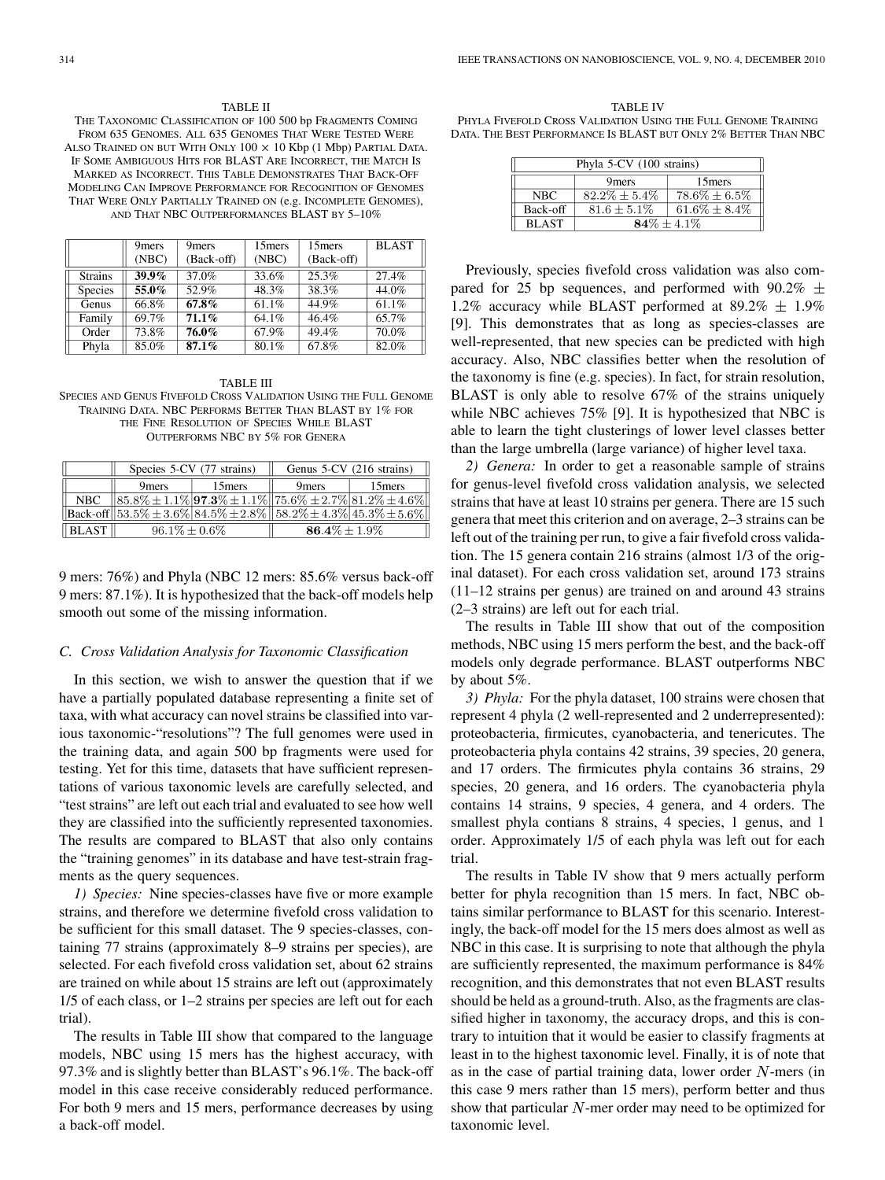TABLE II

THE TAXONOMIC CLASSIFICATION OF 100 500 bp FRAGMENTS COMING FROM 635 GENOMES. ALL 635 GENOMES THAT WERE TESTED WERE ALSO TRAINED ON BUT WITH ONLY 100 × 10 Kbp (1 Mbp) PARTIAL DATA. IF SOME AMBIGUOUS HITS FOR BLAST ARE INCORRECT, THE MATCH IS MARKED AS INCORRECT. THIS TABLE DEMONSTRATES THAT BACK-OFF MODELING CAN IMPROVE PERFORMANCE FOR RECOGNITION OF GENOMES THAT WERE ONLY PARTIALLY TRAINED ON (e.g. INCOMPLETE GENOMES), AND THAT NBC OUTPERFORMANCES BLAST BY 5–10%

| | 9mers (NBC) | 9mers (Back-off) | 15mers (NBC) | 15mers (Back-off) | BLAST |
|---|---|---|---|---|---|
| Strains | **39.9%** | 37.0% | 33.6% | 25.3% | 27.4% |
| Species | **55.0%** | 52.9% | 48.3% | 38.3% | 44.0% |
| Genus | 66.8% | **67.8%** | 61.1% | 44.9% | 61.1% |
| Family | 69.7% | **71.1%** | 64.1% | 46.4% | 65.7% |
| Order | 73.8% | **76.0%** | 67.9% | 49.4% | 70.0% |
| Phyla | 85.0% | **87.1%** | 80.1% | 67.8% | 82.0% |

TABLE III

SPECIES AND GENUS FIVEFOLD CROSS VALIDATION USING THE FULL GENOME TRAINING DATA. NBC PERFORMS BETTER THAN BLAST BY 1% FOR THE FINE RESOLUTION OF SPECIES WHILE BLAST OUTPERFORMS NBC BY 5% FOR GENERA

| | Species 5-CV (77 strains) | | Genus 5-CV (216 strains) | |
|---|---|---|---|---|
| | 9mers | 15mers | 9mers | 15mers |
| NBC | $85.8\% \pm 1.1\%$ | $\mathbf{97.3}\% \pm 1.1\%$ | $75.6\% \pm 2.7\%$ | $81.2\% \pm 4.6\%$ |
| Back-off | $53.5\% \pm 3.6\%$ | $84.5\% \pm 2.8\%$ | $58.2\% \pm 4.3\%$ | $45.3\% \pm 5.6\%$ |
| BLAST | $96.1\% \pm 0.6\%$ | | $\mathbf{86.4}\% \pm 1.9\%$ | |

9 mers: 76%) and Phyla (NBC 12 mers: 85.6% versus back-off 9 mers: 87.1%). It is hypothesized that the back-off models help smooth out some of the missing information.

### *C. Cross Validation Analysis for Taxonomic Classification*

In this section, we wish to answer the question that if we have a partially populated database representing a finite set of taxa, with what accuracy can novel strains be classified into various taxonomic-"resolutions"? The full genomes were used in the training data, and again 500 bp fragments were used for testing. Yet for this time, datasets that have sufficient representations of various taxonomic levels are carefully selected, and "test strains" are left out each trial and evaluated to see how well they are classified into the sufficiently represented taxonomies. The results are compared to BLAST that also only contains the "training genomes" in its database and have test-strain fragments as the query sequences.

*1) Species:* Nine species-classes have five or more example strains, and therefore we determine fivefold cross validation to be sufficient for this small dataset. The 9 species-classes, containing 77 strains (approximately 8–9 strains per species), are selected. For each fivefold cross validation set, about 62 strains are trained on while about 15 strains are left out (approximately 1/5 of each class, or 1–2 strains per species are left out for each trial).

The results in Table III show that compared to the language models, NBC using 15 mers has the highest accuracy, with 97.3% and is slightly better than BLAST's 96.1%. The back-off model in this case receive considerably reduced performance. For both 9 mers and 15 mers, performance decreases by using a back-off model.

TABLE IV

PHYLA FIVEFOLD CROSS VALIDATION USING THE FULL GENOME TRAINING DATA. THE BEST PERFORMANCE IS BLAST BUT ONLY 2% BETTER THAN NBC

| Phyla 5-CV (100 strains) | | |
|---|---|---|
| | 9mers | 15mers |
| NBC | $82.2\% \pm 5.4\%$ | $78.6\% \pm 6.5\%$ |
| Back-off | $81.6 \pm 5.1\%$ | $61.6\% \pm 8.4\%$ |
| BLAST | $\mathbf{84}\% \pm 4.1\%$ | |

Previously, species fivefold cross validation was also compared for 25 bp sequences, and performed with $90.2\% \pm 1.2\%$ accuracy while BLAST performed at $89.2\% \pm 1.9\%$ [9]. This demonstrates that as long as species-classes are well-represented, that new species can be predicted with high accuracy. Also, NBC classifies better when the resolution of the taxonomy is fine (e.g. species). In fact, for strain resolution, BLAST is only able to resolve 67% of the strains uniquely while NBC achieves 75% [9]. It is hypothesized that NBC is able to learn the tight clusterings of lower level classes better than the large umbrella (large variance) of higher level taxa.

*2) Genera:* In order to get a reasonable sample of strains for genus-level fivefold cross validation analysis, we selected strains that have at least 10 strains per genera. There are 15 such genera that meet this criterion and on average, 2–3 strains can be left out of the training per run, to give a fair fivefold cross validation. The 15 genera contain 216 strains (almost 1/3 of the original dataset). For each cross validation set, around 173 strains (11–12 strains per genus) are trained on and around 43 strains (2–3 strains) are left out for each trial.

The results in Table III show that out of the composition methods, NBC using 15 mers perform the best, and the back-off models only degrade performance. BLAST outperforms NBC by about 5%.

*3) Phyla:* For the phyla dataset, 100 strains were chosen that represent 4 phyla (2 well-represented and 2 underrepresented): proteobacteria, firmicutes, cyanobacteria, and tenericutes. The proteobacteria phyla contains 42 strains, 39 species, 20 genera, and 17 orders. The firmicutes phyla contains 36 strains, 29 species, 20 genera, and 16 orders. The cyanobacteria phyla contains 14 strains, 9 species, 4 genera, and 4 orders. The smallest phyla contians 8 strains, 4 species, 1 genus, and 1 order. Approximately 1/5 of each phyla was left out for each trial.

The results in Table IV show that 9 mers actually perform better for phyla recognition than 15 mers. In fact, NBC obtains similar performance to BLAST for this scenario. Interestingly, the back-off model for the 15 mers does almost as well as NBC in this case. It is surprising to note that although the phyla are sufficiently represented, the maximum performance is 84% recognition, and this demonstrates that not even BLAST results should be held as a ground-truth. Also, as the fragments are classified higher in taxonomy, the accuracy drops, and this is contrary to intuition that it would be easier to classify fragments at least in to the highest taxonomic level. Finally, it is of note that as in the case of partial training data, lower order $N$-mers (in this case 9 mers rather than 15 mers), perform better and thus show that particular $N$-mer order may need to be optimized for taxonomic level.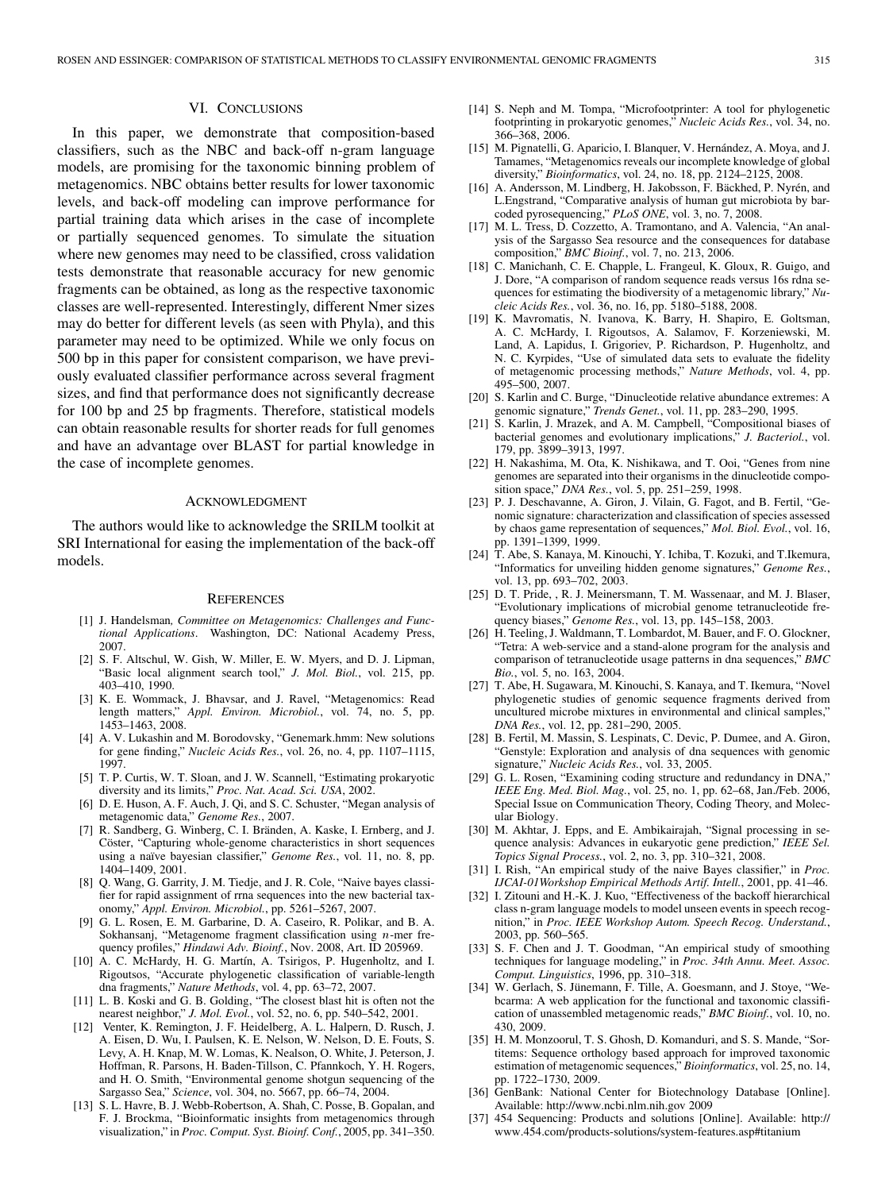## VI. Conclusions

In this paper, we demonstrate that composition-based classifiers, such as the NBC and back-off n-gram language models, are promising for the taxonomic binning problem of metagenomics. NBC obtains better results for lower taxonomic levels, and back-off modeling can improve performance for partial training data which arises in the case of incomplete or partially sequenced genomes. To simulate the situation where new genomes may need to be classified, cross validation tests demonstrate that reasonable accuracy for new genomic fragments can be obtained, as long as the respective taxonomic classes are well-represented. Interestingly, different Nmer sizes may do better for different levels (as seen with Phyla), and this parameter may need to be optimized. While we only focus on 500 bp in this paper for consistent comparison, we have previously evaluated classifier performance across several fragment sizes, and find that performance does not significantly decrease for 100 bp and 25 bp fragments. Therefore, statistical models can obtain reasonable results for shorter reads for full genomes and have an advantage over BLAST for partial knowledge in the case of incomplete genomes.

## Acknowledgment

The authors would like to acknowledge the SRILM toolkit at SRI International for easing the implementation of the back-off models.

## References

[1] J. Handelsman, *Committee on Metagenomics: Challenges and Functional Applications*. Washington, DC: National Academy Press, 2007.

[2] S. F. Altschul, W. Gish, W. Miller, E. W. Myers, and D. J. Lipman, "Basic local alignment search tool," *J. Mol. Biol.*, vol. 215, pp. 403–410, 1990.

[3] K. E. Wommack, J. Bhavsar, and J. Ravel, "Metagenomics: Read length matters," *Appl. Environ. Microbiol.*, vol. 74, no. 5, pp. 1453–1463, 2008.

[4] A. V. Lukashin and M. Borodovsky, "Genemark.hmm: New solutions for gene finding," *Nucleic Acids Res.*, vol. 26, no. 4, pp. 1107–1115, 1997.

[5] T. P. Curtis, W. T. Sloan, and J. W. Scannell, "Estimating prokaryotic diversity and its limits," *Proc. Nat. Acad. Sci. USA*, 2002.

[6] D. E. Huson, A. F. Auch, J. Qi, and S. C. Schuster, "Megan analysis of metagenomic data," *Genome Res.*, 2007.

[7] R. Sandberg, G. Winberg, C. I. Bränden, A. Kaske, I. Ernberg, and J. Cöster, "Capturing whole-genome characteristics in short sequences using a naïve bayesian classifier," *Genome Res.*, vol. 11, no. 8, pp. 1404–1409, 2001.

[8] Q. Wang, G. Garrity, J. M. Tiedje, and J. R. Cole, "Naive bayes classifier for rapid assignment of rrna sequences into the new bacterial taxonomy," *Appl. Environ. Microbiol.*, pp. 5261–5267, 2007.

[9] G. L. Rosen, E. M. Garbarine, D. A. Caseiro, R. Polikar, and B. A. Sokhansanj, "Metagenome fragment classification using *n*-mer frequency profiles," *Hindawi Adv. Bioinf.*, Nov. 2008, Art. ID 205969.

[10] A. C. McHardy, H. G. Martín, A. Tsirigos, P. Hugenholtz, and I. Rigoutsos, "Accurate phylogenetic classification of variable-length dna fragments," *Nature Methods*, vol. 4, pp. 63–72, 2007.

[11] L. B. Koski and G. B. Golding, "The closest blast hit is often not the nearest neighbor," *J. Mol. Evol.*, vol. 52, no. 6, pp. 540–542, 2001.

[12] Venter, K. Remington, J. F. Heidelberg, A. L. Halpern, D. Rusch, J. A. Eisen, D. Wu, I. Paulsen, K. E. Nelson, W. Nelson, D. E. Fouts, S. Levy, A. H. Knap, M. W. Lomas, K. Nealson, O. White, J. Peterson, J. Hoffman, R. Parsons, H. Baden-Tillson, C. Pfannkoch, Y. H. Rogers, and H. O. Smith, "Environmental genome shotgun sequencing of the Sargasso Sea," *Science*, vol. 304, no. 5667, pp. 66–74, 2004.

[13] S. L. Havre, B. J. Webb-Robertson, A. Shah, C. Posse, B. Gopalan, and F. J. Brockma, "Bioinformatic insights from metagenomics through visualization," in *Proc. Comput. Syst. Bioinf. Conf.*, 2005, pp. 341–350.

[14] S. Neph and M. Tompa, "Microfootprinter: A tool for phylogenetic footprinting in prokaryotic genomes," *Nucleic Acids Res.*, vol. 34, no. 366–368, 2006.

[15] M. Pignatelli, G. Aparicio, I. Blanquer, V. Hernández, A. Moya, and J. Tamames, "Metagenomics reveals our incomplete knowledge of global diversity," *Bioinformatics*, vol. 24, no. 18, pp. 2124–2125, 2008.

[16] A. Andersson, M. Lindberg, H. Jakobsson, F. Bäckhed, P. Nyrén, and L.Engstrand, "Comparative analysis of human gut microbiota by barcoded pyrosequencing," *PLoS ONE*, vol. 3, no. 7, 2008.

[17] M. L. Tress, D. Cozzetto, A. Tramontano, and A. Valencia, "An analysis of the Sargasso Sea resource and the consequences for database composition," *BMC Bioinf.*, vol. 7, no. 213, 2006.

[18] C. Manichanh, C. E. Chapple, L. Frangeul, K. Gloux, R. Guigo, and J. Dore, "A comparison of random sequence reads versus 16s rdna sequences for estimating the biodiversity of a metagenomic library," *Nucleic Acids Res.*, vol. 36, no. 16, pp. 5180–5188, 2008.

[19] K. Mavromatis, N. Ivanova, K. Barry, H. Shapiro, E. Goltsman, A. C. McHardy, I. Rigoutsos, A. Salamov, F. Korzeniewski, M. Land, A. Lapidus, I. Grigoriev, P. Richardson, P. Hugenholtz, and N. C. Kyrpides, "Use of simulated data sets to evaluate the fidelity of metagenomic processing methods," *Nature Methods*, vol. 4, pp. 495–500, 2007.

[20] S. Karlin and C. Burge, "Dinucleotide relative abundance extremes: A genomic signature," *Trends Genet.*, vol. 11, pp. 283–290, 1995.

[21] S. Karlin, J. Mrazek, and A. M. Campbell, "Compositional biases of bacterial genomes and evolutionary implications," *J. Bacteriol.*, vol. 179, pp. 3899–3913, 1997.

[22] H. Nakashima, M. Ota, K. Nishikawa, and T. Ooi, "Genes from nine genomes are separated into their organisms in the dinucleotide composition space," *DNA Res.*, vol. 5, pp. 251–259, 1998.

[23] P. J. Deschavanne, A. Giron, J. Vilain, G. Fagot, and B. Fertil, "Genomic signature: characterization and classification of species assessed by chaos game representation of sequences," *Mol. Biol. Evol.*, vol. 16, pp. 1391–1399, 1999.

[24] T. Abe, S. Kanaya, M. Kinouchi, Y. Ichiba, T. Kozuki, and T.Ikemura, "Informatics for unveiling hidden genome signatures," *Genome Res.*, vol. 13, pp. 693–702, 2003.

[25] D. T. Pride, , R. J. Meinersmann, T. M. Wassenaar, and M. J. Blaser, "Evolutionary implications of microbial genome tetranucleotide frequency biases," *Genome Res.*, vol. 13, pp. 145–158, 2003.

[26] H. Teeling, J. Waldmann, T. Lombardot, M. Bauer, and F. O. Glockner, "Tetra: A web-service and a stand-alone program for the analysis and comparison of tetranucleotide usage patterns in dna sequences," *BMC Bio.*, vol. 5, no. 163, 2004.

[27] T. Abe, H. Sugawara, M. Kinouchi, S. Kanaya, and T. Ikemura, "Novel phylogenetic studies of genomic sequence fragments derived from uncultured microbe mixtures in environmental and clinical samples," *DNA Res.*, vol. 12, pp. 281–290, 2005.

[28] B. Fertil, M. Massin, S. Lespinats, C. Devic, P. Dumee, and A. Giron, "Genstyle: Exploration and analysis of dna sequences with genomic signature," *Nucleic Acids Res.*, vol. 33, 2005.

[29] G. L. Rosen, "Examining coding structure and redundancy in DNA," *IEEE Eng. Med. Biol. Mag.*, vol. 25, no. 1, pp. 62–68, Jan./Feb. 2006, Special Issue on Communication Theory, Coding Theory, and Molecular Biology.

[30] M. Akhtar, J. Epps, and E. Ambikairajah, "Signal processing in sequence analysis: Advances in eukaryotic gene prediction," *IEEE Sel. Topics Signal Process.*, vol. 2, no. 3, pp. 310–321, 2008.

[31] I. Rish, "An empirical study of the naive Bayes classifier," in *Proc. IJCAI-01Workshop Empirical Methods Artif. Intell.*, 2001, pp. 41–46.

[32] I. Zitouni and H.-K. J. Kuo, "Effectiveness of the backoff hierarchical class n-gram language models to model unseen events in speech recognition," in *Proc. IEEE Workshop Autom. Speech Recog. Understand.*, 2003, pp. 560–565.

[33] S. F. Chen and J. T. Goodman, "An empirical study of smoothing techniques for language modeling," in *Proc. 34th Annu. Meet. Assoc. Comput. Linguistics*, 1996, pp. 310–318.

[34] W. Gerlach, S. Jünemann, F. Tille, A. Goesmann, and J. Stoye, "Webcarma: A web application for the functional and taxonomic classification of unassembled metagenomic reads," *BMC Bioinf.*, vol. 10, no. 430, 2009.

[35] H. M. Monzoorul, T. S. Ghosh, D. Komanduri, and S. S. Mande, "Sortitems: Sequence orthology based approach for improved taxonomic estimation of metagenomic sequences," *Bioinformatics*, vol. 25, no. 14, pp. 1722–1730, 2009.

[36] GenBank: National Center for Biotechnology Database [Online]. Available: http://www.ncbi.nlm.nih.gov 2009

[37] 454 Sequencing: Products and solutions [Online]. Available: http://www.454.com/products-solutions/system-features.asp#titanium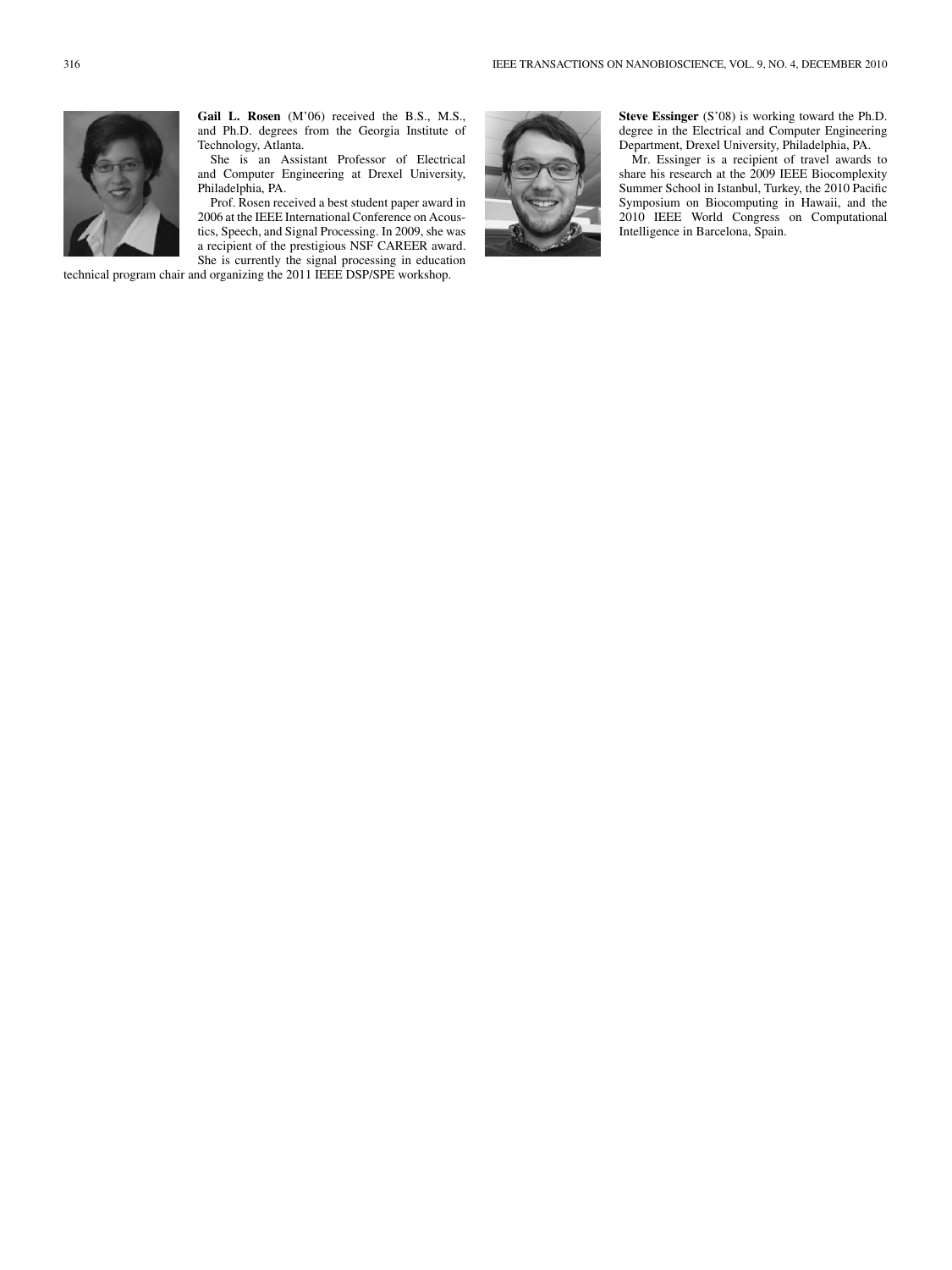**Gail L. Rosen** (M'06) received the B.S., M.S., and Ph.D. degrees from the Georgia Institute of Technology, Atlanta.

She is an Assistant Professor of Electrical and Computer Engineering at Drexel University, Philadelphia, PA.

Prof. Rosen received a best student paper award in 2006 at the IEEE International Conference on Acoustics, Speech, and Signal Processing. In 2009, she was a recipient of the prestigious NSF CAREER award. She is currently the signal processing in education technical program chair and organizing the 2011 IEEE DSP/SPE workshop.

**Steve Essinger** (S'08) is working toward the Ph.D. degree in the Electrical and Computer Engineering Department, Drexel University, Philadelphia, PA.

Mr. Essinger is a recipient of travel awards to share his research at the 2009 IEEE Biocomplexity Summer School in Istanbul, Turkey, the 2010 Pacific Symposium on Biocomputing in Hawaii, and the 2010 IEEE World Congress on Computational Intelligence in Barcelona, Spain.